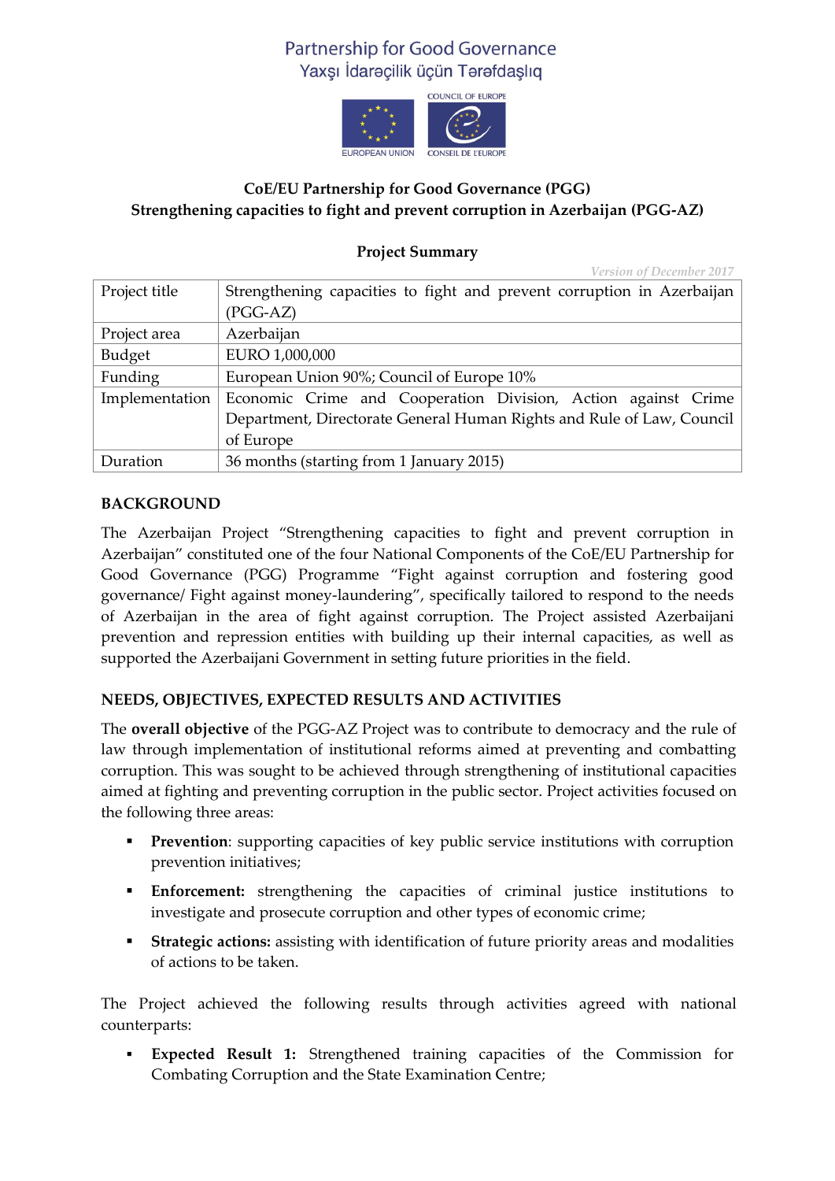Partnership for Good Governance
Yaxşı İdarəçilik üçün Tərəfdaşlıq

EUROPEAN UNION | COUNCIL OF EUROPE | CONSEIL DE L'EUROPE

**CoE/EU Partnership for Good Governance (PGG)**
**Strengthening capacities to fight and prevent corruption in Azerbaijan (PGG-AZ)**

## Project Summary

*Version of December 2017*

| Project title | Strengthening capacities to fight and prevent corruption in Azerbaijan (PGG-AZ) |
|---|---|
| Project area | Azerbaijan |
| Budget | EURO 1,000,000 |
| Funding | European Union 90%; Council of Europe 10% |
| Implementation | Economic Crime and Cooperation Division, Action against Crime Department, Directorate General Human Rights and Rule of Law, Council of Europe |
| Duration | 36 months (starting from 1 January 2015) |

## BACKGROUND

The Azerbaijan Project "Strengthening capacities to fight and prevent corruption in Azerbaijan" constituted one of the four National Components of the CoE/EU Partnership for Good Governance (PGG) Programme "Fight against corruption and fostering good governance/ Fight against money-laundering", specifically tailored to respond to the needs of Azerbaijan in the area of fight against corruption. The Project assisted Azerbaijani prevention and repression entities with building up their internal capacities, as well as supported the Azerbaijani Government in setting future priorities in the field.

## NEEDS, OBJECTIVES, EXPECTED RESULTS AND ACTIVITIES

The **overall objective** of the PGG-AZ Project was to contribute to democracy and the rule of law through implementation of institutional reforms aimed at preventing and combatting corruption. This was sought to be achieved through strengthening of institutional capacities aimed at fighting and preventing corruption in the public sector. Project activities focused on the following three areas:

- **Prevention**: supporting capacities of key public service institutions with corruption prevention initiatives;
- **Enforcement:** strengthening the capacities of criminal justice institutions to investigate and prosecute corruption and other types of economic crime;
- **Strategic actions:** assisting with identification of future priority areas and modalities of actions to be taken.

The Project achieved the following results through activities agreed with national counterparts:

- **Expected Result 1:** Strengthened training capacities of the Commission for Combating Corruption and the State Examination Centre;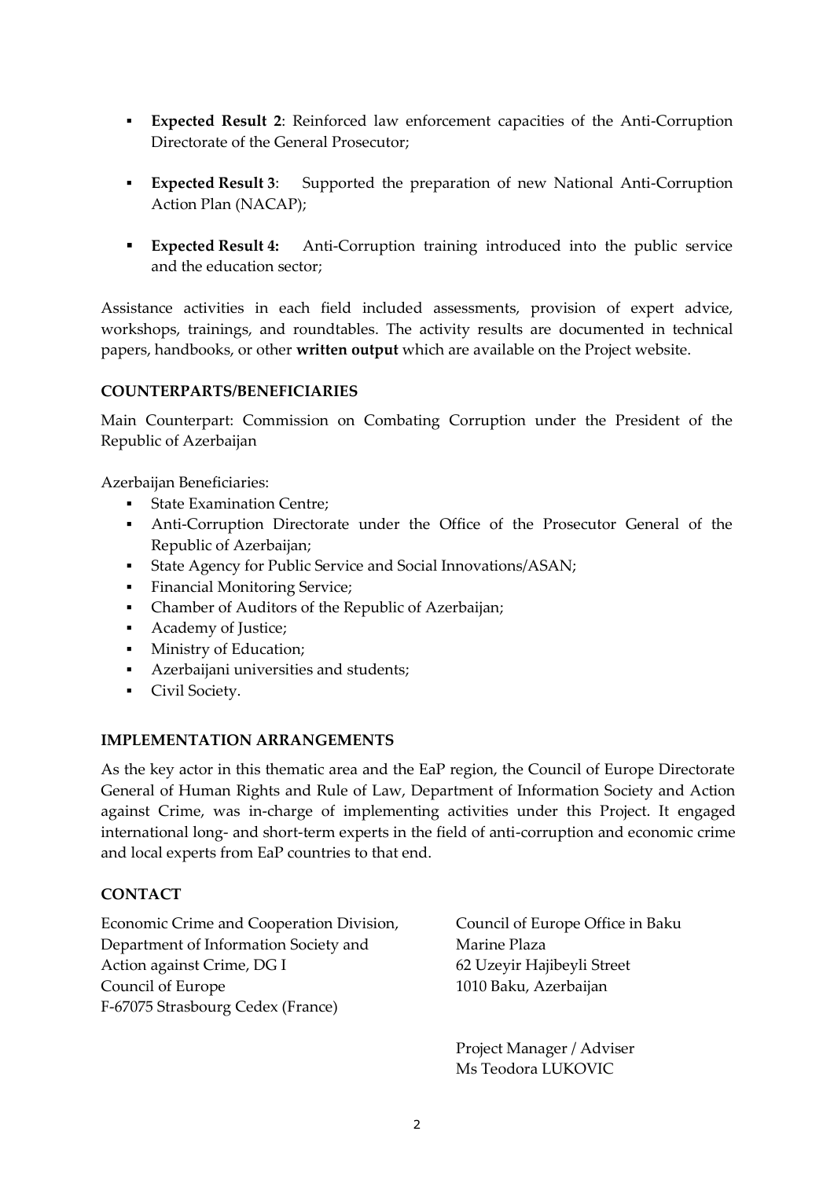- **Expected Result 2**: Reinforced law enforcement capacities of the Anti-Corruption Directorate of the General Prosecutor;

- **Expected Result 3**: Supported the preparation of new National Anti-Corruption Action Plan (NACAP);

- **Expected Result 4:** Anti-Corruption training introduced into the public service and the education sector;

Assistance activities in each field included assessments, provision of expert advice, workshops, trainings, and roundtables. The activity results are documented in technical papers, handbooks, or other **written output** which are available on the Project website.

**COUNTERPARTS/BENEFICIARIES**

Main Counterpart: Commission on Combating Corruption under the President of the Republic of Azerbaijan

Azerbaijan Beneficiaries:

- State Examination Centre;
- Anti-Corruption Directorate under the Office of the Prosecutor General of the Republic of Azerbaijan;
- State Agency for Public Service and Social Innovations/ASAN;
- Financial Monitoring Service;
- Chamber of Auditors of the Republic of Azerbaijan;
- Academy of Justice;
- Ministry of Education;
- Azerbaijani universities and students;
- Civil Society.

**IMPLEMENTATION ARRANGEMENTS**

As the key actor in this thematic area and the EaP region, the Council of Europe Directorate General of Human Rights and Rule of Law, Department of Information Society and Action against Crime, was in-charge of implementing activities under this Project. It engaged international long- and short-term experts in the field of anti-corruption and economic crime and local experts from EaP countries to that end.

**CONTACT**

Economic Crime and Cooperation Division,
Department of Information Society and
Action against Crime, DG I
Council of Europe
F-67075 Strasbourg Cedex (France)

Council of Europe Office in Baku
Marine Plaza
62 Uzeyir Hajibeyli Street
1010 Baku, Azerbaijan

Project Manager / Adviser
Ms Teodora LUKOVIC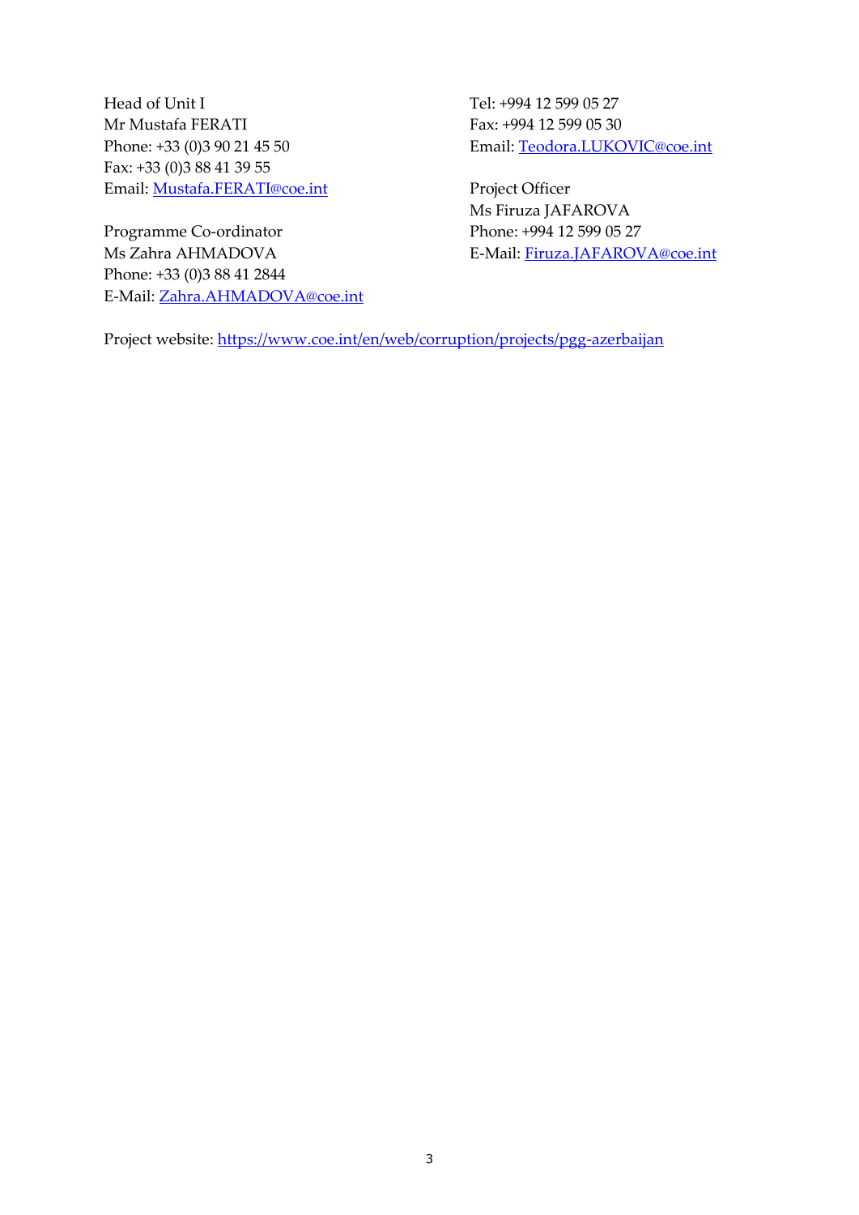Head of Unit I
Mr Mustafa FERATI
Phone: +33 (0)3 90 21 45 50
Fax: +33 (0)3 88 41 39 55
Email: Mustafa.FERATI@coe.int

Programme Co-ordinator
Ms Zahra AHMADOVA
Phone: +33 (0)3 88 41 2844
E-Mail: Zahra.AHMADOVA@coe.int

Tel: +994 12 599 05 27
Fax: +994 12 599 05 30
Email: Teodora.LUKOVIC@coe.int

Project Officer
Ms Firuza JAFAROVA
Phone: +994 12 599 05 27
E-Mail: Firuza.JAFAROVA@coe.int

Project website: https://www.coe.int/en/web/corruption/projects/pgg-azerbaijan